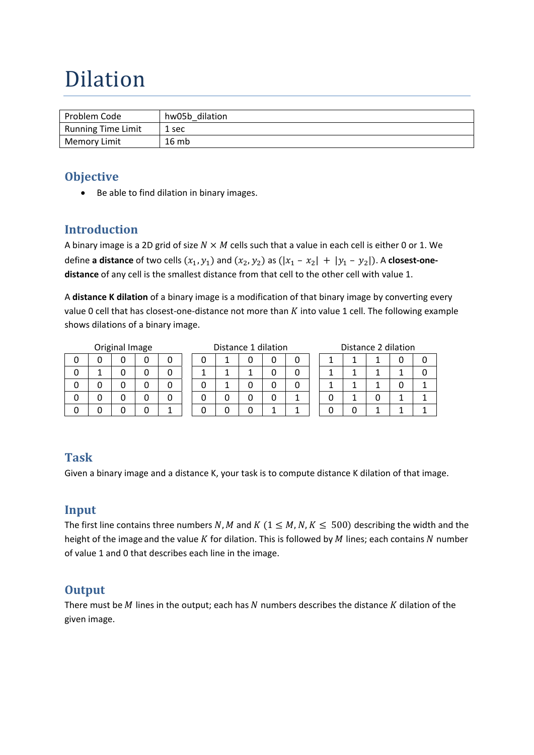# Dilation

| Problem Code | hw05b_dilation |
|---|---|
| Running Time Limit | 1 sec |
| Memory Limit | 16 mb |

## Objective

- Be able to find dilation in binary images.

## Introduction

A binary image is a 2D grid of size $N \times M$ cells such that a value in each cell is either 0 or 1. We define **a distance** of two cells $(x_1, y_1)$ and $(x_2, y_2)$ as $(|x_1 - x_2| + |y_1 - y_2|)$. A **closest-one-distance** of any cell is the smallest distance from that cell to the other cell with value 1.

A **distance K dilation** of a binary image is a modification of that binary image by converting every value 0 cell that has closest-one-distance not more than $K$ into value 1 cell. The following example shows dilations of a binary image.

Original Image

| | | | | |
|---|---|---|---|---|
| 0 | 0 | 0 | 0 | 0 |
| 0 | 1 | 0 | 0 | 0 |
| 0 | 0 | 0 | 0 | 0 |
| 0 | 0 | 0 | 0 | 0 |
| 0 | 0 | 0 | 0 | 1 |

Distance 1 dilation

| | | | | |
|---|---|---|---|---|
| 0 | 1 | 0 | 0 | 0 |
| 1 | 1 | 1 | 0 | 0 |
| 0 | 1 | 0 | 0 | 0 |
| 0 | 0 | 0 | 0 | 1 |
| 0 | 0 | 0 | 1 | 1 |

Distance 2 dilation

| | | | | |
|---|---|---|---|---|
| 1 | 1 | 1 | 0 | 0 |
| 1 | 1 | 1 | 1 | 0 |
| 1 | 1 | 1 | 0 | 1 |
| 0 | 1 | 0 | 1 | 1 |
| 0 | 0 | 1 | 1 | 1 |

## Task

Given a binary image and a distance K, your task is to compute distance K dilation of that image.

## Input

The first line contains three numbers $N, M$ and $K$ $(1 \leq M, N, K \leq 500)$ describing the width and the height of the image and the value $K$ for dilation. This is followed by $M$ lines; each contains $N$ number of value 1 and 0 that describes each line in the image.

## Output

There must be $M$ lines in the output; each has $N$ numbers describes the distance $K$ dilation of the given image.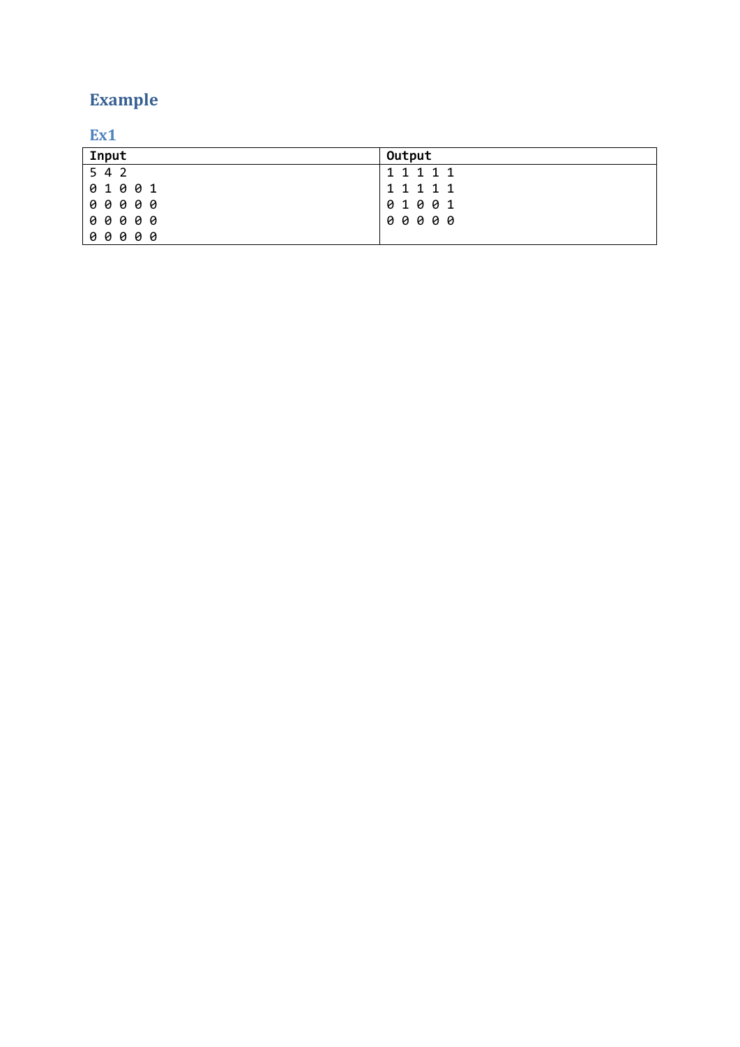## Example

### Ex1

| Input | Output |
| --- | --- |
| 5 4 2<br>0 1 0 0 1<br>0 0 0 0 0<br>0 0 0 0 0<br>0 0 0 0 0 | 1 1 1 1 1<br>1 1 1 1 1<br>0 1 0 0 1<br>0 0 0 0 0 |